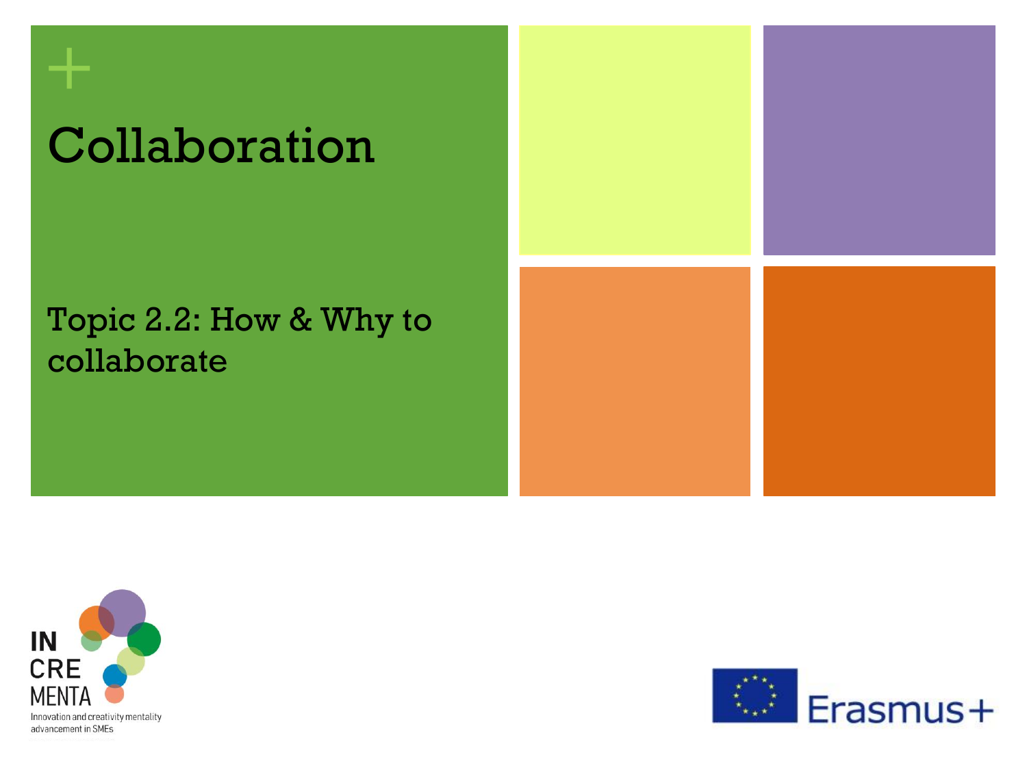# Collaboration

## Topic 2.2: How & Why to collaborate

IN CRE MENTA

Innovation and creativity mentality advancement in SMEs

Erasmus+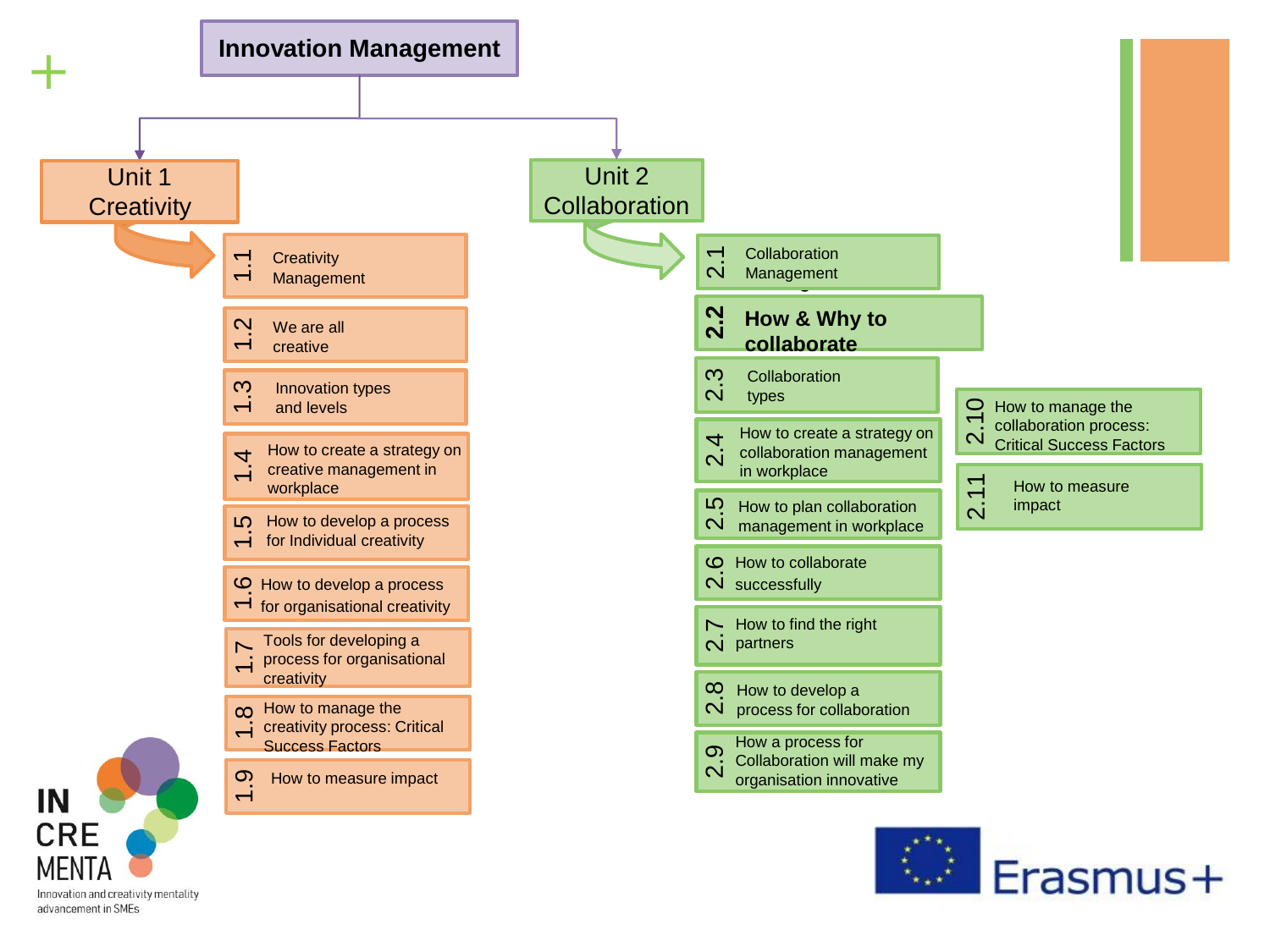# Innovation Management

## Unit 1 Creativity

- 1.1 Creativity Management
- 1.2 We are all creative
- 1.3 Innovation types and levels
- 1.4 How to create a strategy on creative management in workplace
- 1.5 How to develop a process for Individual creativity
- 1.6 How to develop a process for organisational creativity
- 1.7 Tools for developing a process for organisational creativity
- 1.8 How to manage the creativity process: Critical Success Factors
- 1.9 How to measure impact

## Unit 2 Collaboration

- 2.1 Collaboration Management
- 2.2 **How & Why to collaborate**
- 2.3 Collaboration types
- 2.4 How to create a strategy on collaboration management in workplace
- 2.5 How to plan collaboration management in workplace
- 2.6 How to collaborate successfully
- 2.7 How to find the right partners
- 2.8 How to develop a process for collaboration
- 2.9 How a process for Collaboration will make my organisation innovative
- 2.10 How to manage the collaboration process: Critical Success Factors
- 2.11 How to measure impact

IN CRE MENTA

Innovation and creativity mentality advancement in SMEs

Erasmus+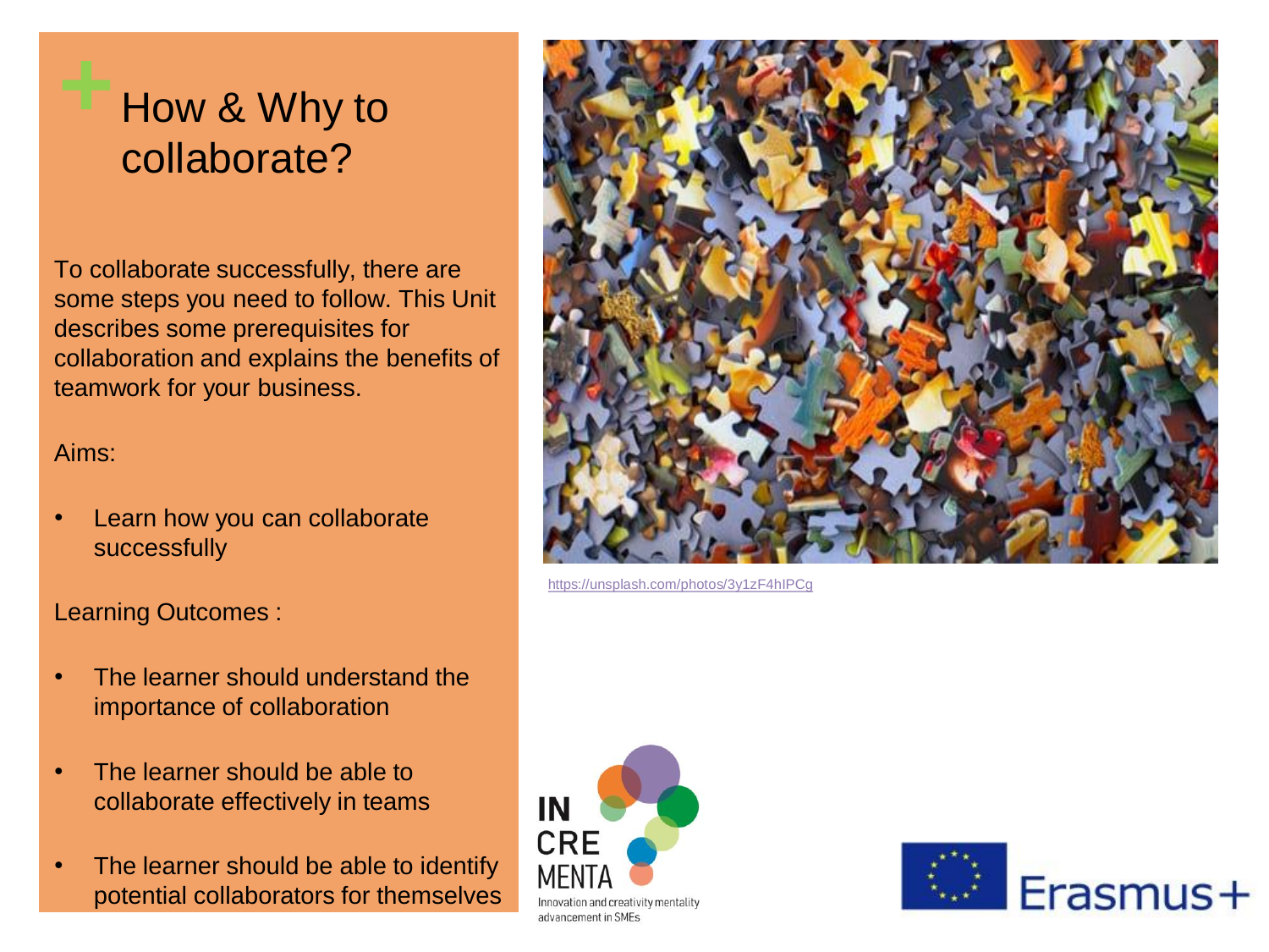# How & Why to collaborate?

To collaborate successfully, there are some steps you need to follow. This Unit describes some prerequisites for collaboration and explains the benefits of teamwork for your business.

Aims:

- Learn how you can collaborate successfully

Learning Outcomes :

- The learner should understand the importance of collaboration
- The learner should be able to collaborate effectively in teams
- The learner should be able to identify potential collaborators for themselves

https://unsplash.com/photos/3y1zF4hIPCg

IN CRE MENTA
Innovation and creativity mentality advancement in SMEs

Erasmus+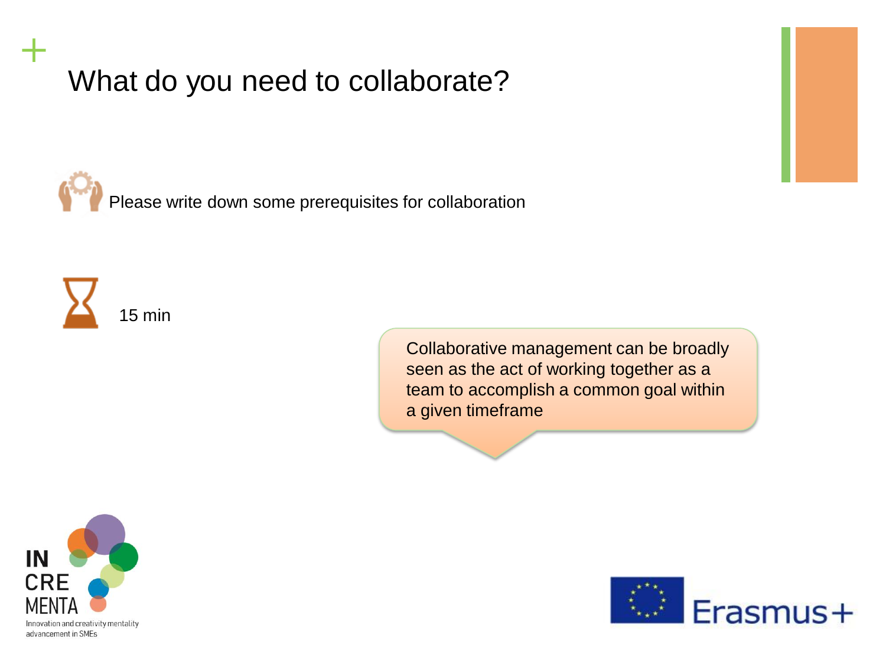# What do you need to collaborate?

Please write down some prerequisites for collaboration

15 min

Collaborative management can be broadly seen as the act of working together as a team to accomplish a common goal within a given timeframe

IN CRE MENTA

Innovation and creativity mentality advancement in SMEs

Erasmus+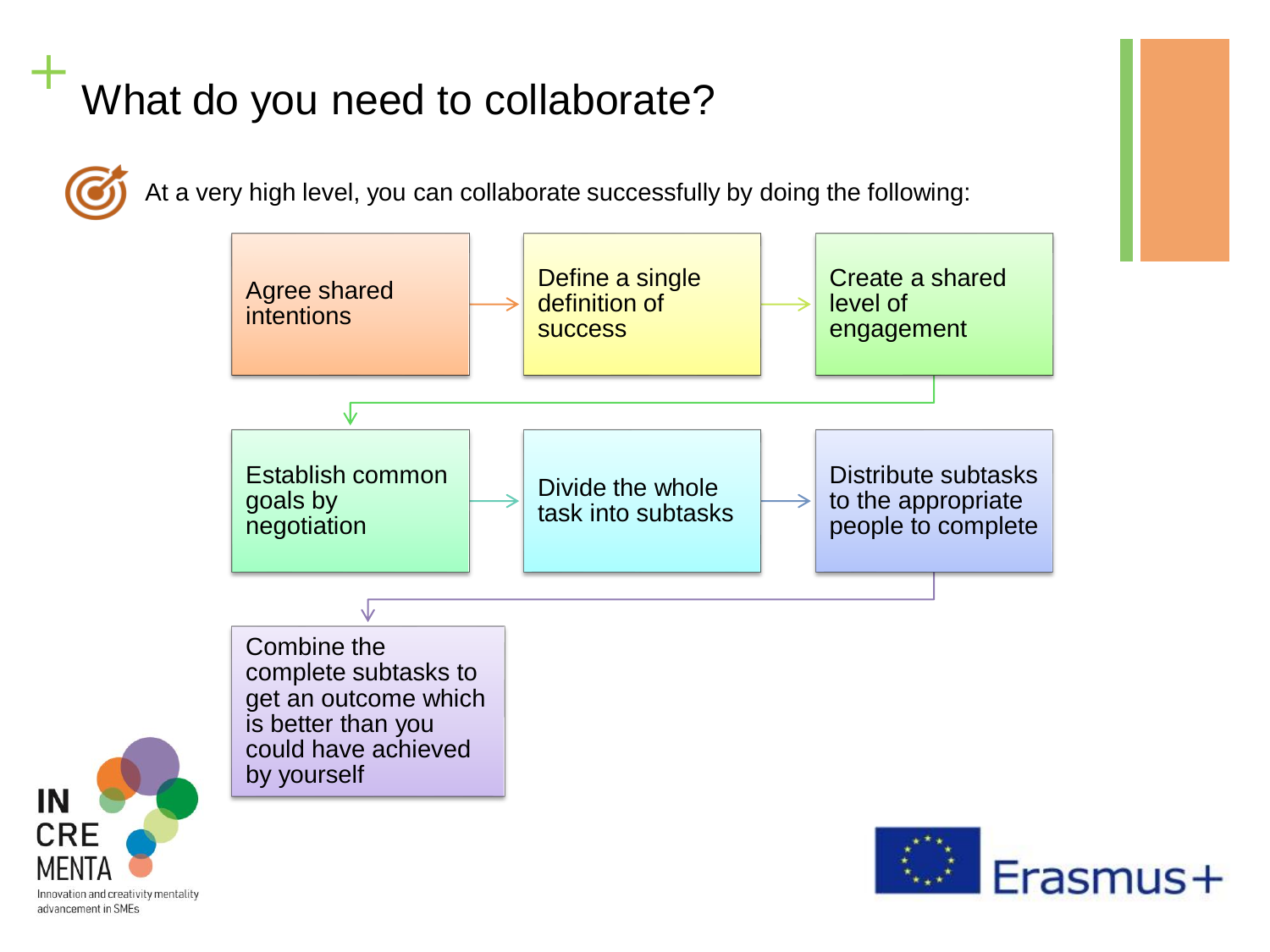# What do you need to collaborate?

At a very high level, you can collaborate successfully by doing the following:

1. Agree shared intentions
2. Define a single definition of success
3. Create a shared level of engagement
4. Establish common goals by negotiation
5. Divide the whole task into subtasks
6. Distribute subtasks to the appropriate people to complete
7. Combine the complete subtasks to get an outcome which is better than you could have achieved by yourself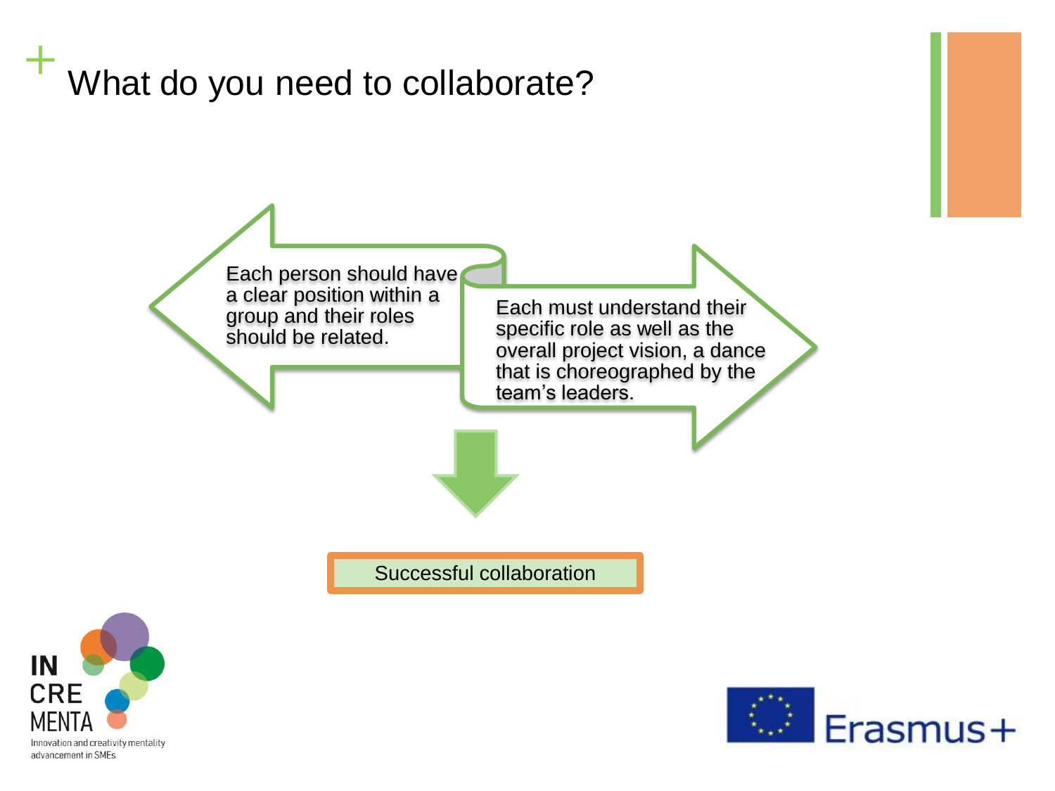# What do you need to collaborate?

Each person should have a clear position within a group and their roles should be related.

Each must understand their specific role as well as the overall project vision, a dance that is choreographed by the team's leaders.

Successful collaboration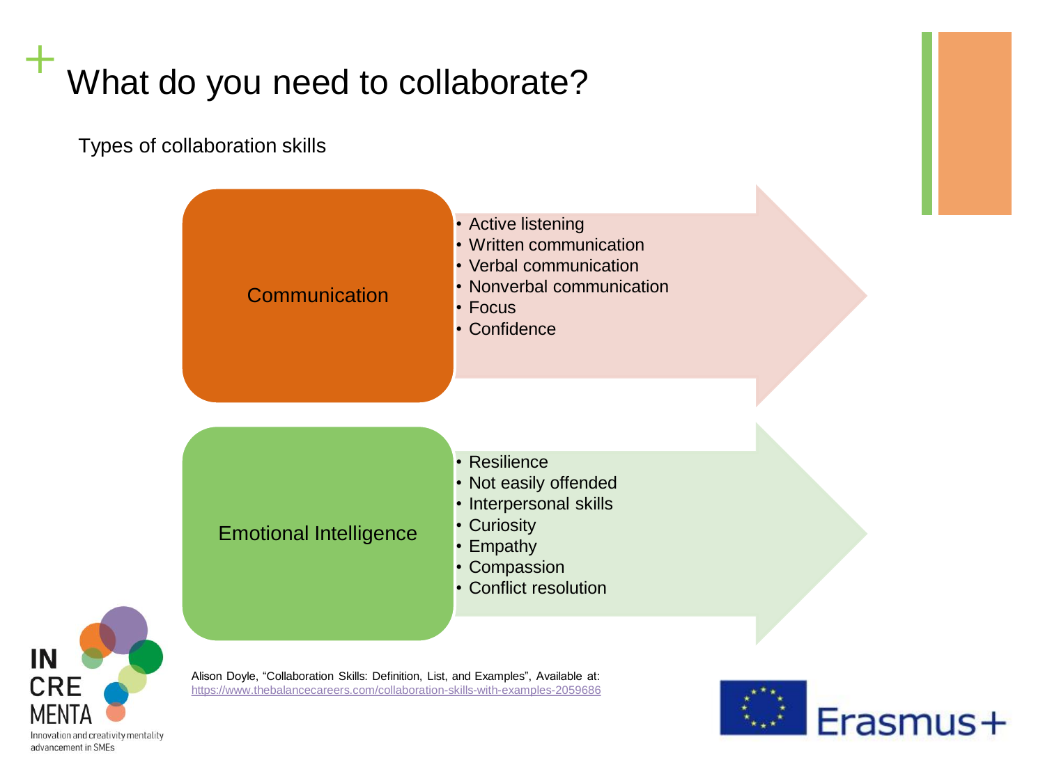# What do you need to collaborate?

Types of collaboration skills

**Communication**

- Active listening
- Written communication
- Verbal communication
- Nonverbal communication
- Focus
- Confidence

**Emotional Intelligence**

- Resilience
- Not easily offended
- Interpersonal skills
- Curiosity
- Empathy
- Compassion
- Conflict resolution

Alison Doyle, "Collaboration Skills: Definition, List, and Examples", Available at: https://www.thebalancecareers.com/collaboration-skills-with-examples-2059686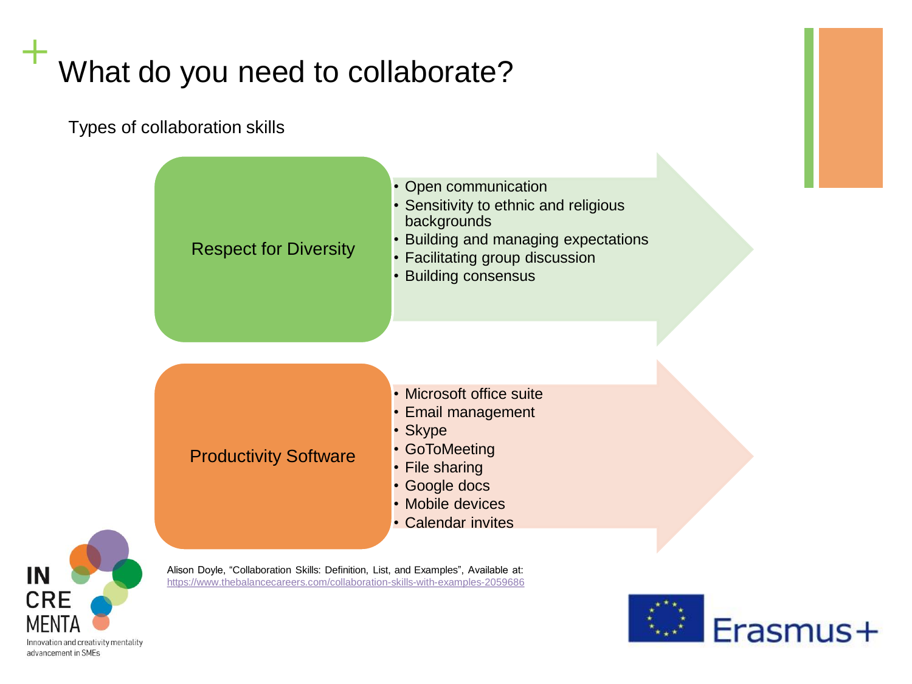# What do you need to collaborate?

Types of collaboration skills

**Respect for Diversity**

- Open communication
- Sensitivity to ethnic and religious backgrounds
- Building and managing expectations
- Facilitating group discussion
- Building consensus

**Productivity Software**

- Microsoft office suite
- Email management
- Skype
- GoToMeeting
- File sharing
- Google docs
- Mobile devices
- Calendar invites

Alison Doyle, "Collaboration Skills: Definition, List, and Examples", Available at: https://www.thebalancecareers.com/collaboration-skills-with-examples-2059686

IN CRE MENTA
Innovation and creativity mentality advancement in SMEs

Erasmus+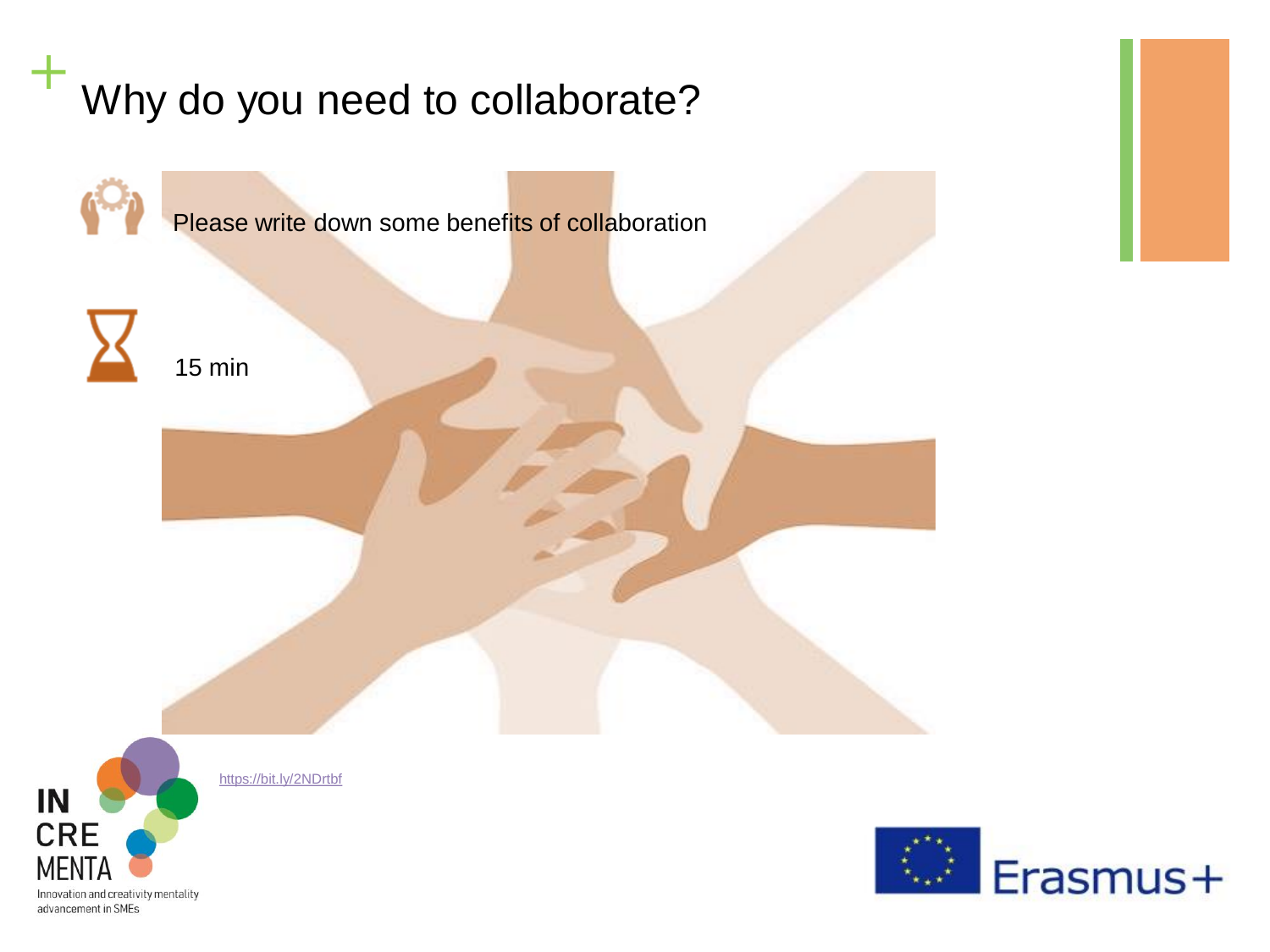# Why do you need to collaborate?

Please write down some benefits of collaboration

15 min

https://bit.ly/2NDrtbf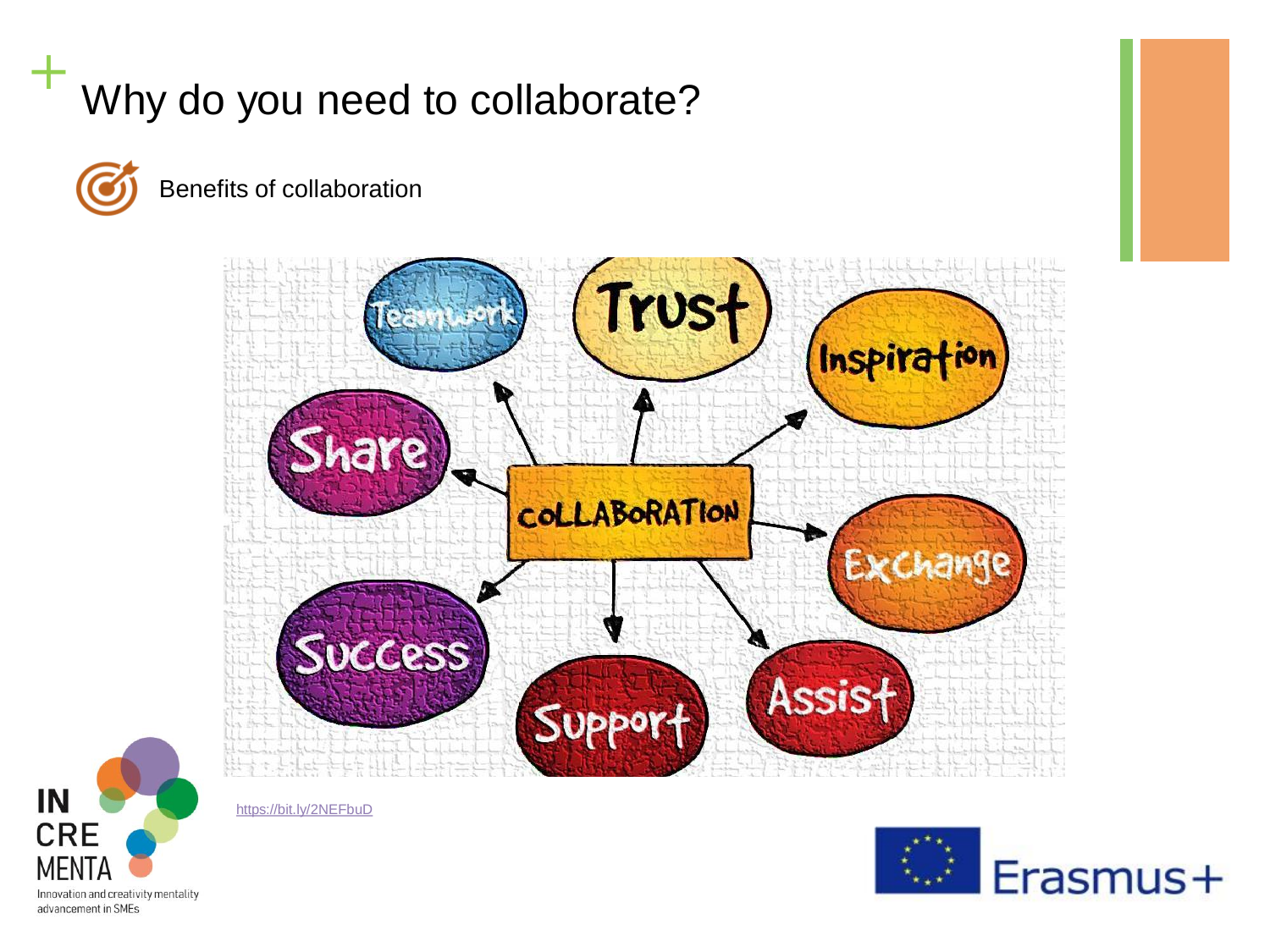# Why do you need to collaborate?

Benefits of collaboration

- Teamwork
- Trust
- Inspiration
- Share
- COLLABORATION
- Exchange
- Success
- Support
- Assist

https://bit.ly/2NEFbuD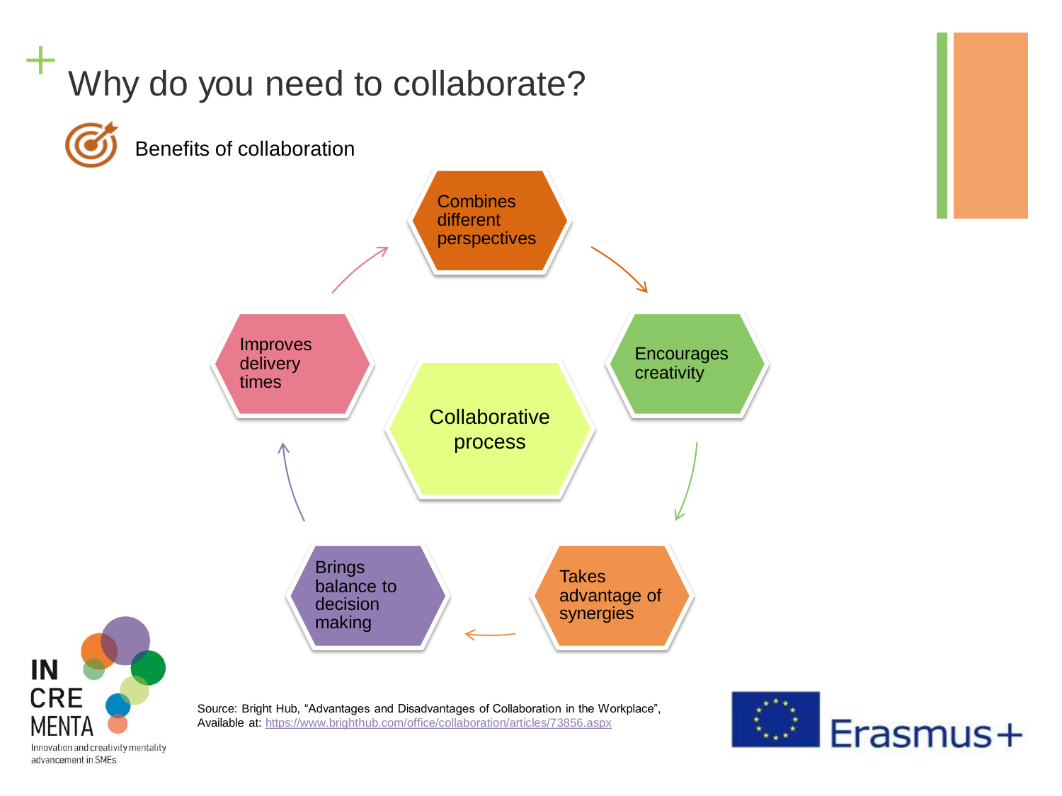# Why do you need to collaborate?

Benefits of collaboration

Collaborative process

- Combines different perspectives
- Encourages creativity
- Takes advantage of synergies
- Brings balance to decision making
- Improves delivery times

Source: Bright Hub, "Advantages and Disadvantages of Collaboration in the Workplace", Available at: https://www.brighthub.com/office/collaboration/articles/73856.aspx

IN CRE MENTA – Innovation and creativity mentality advancement in SMEs

Erasmus+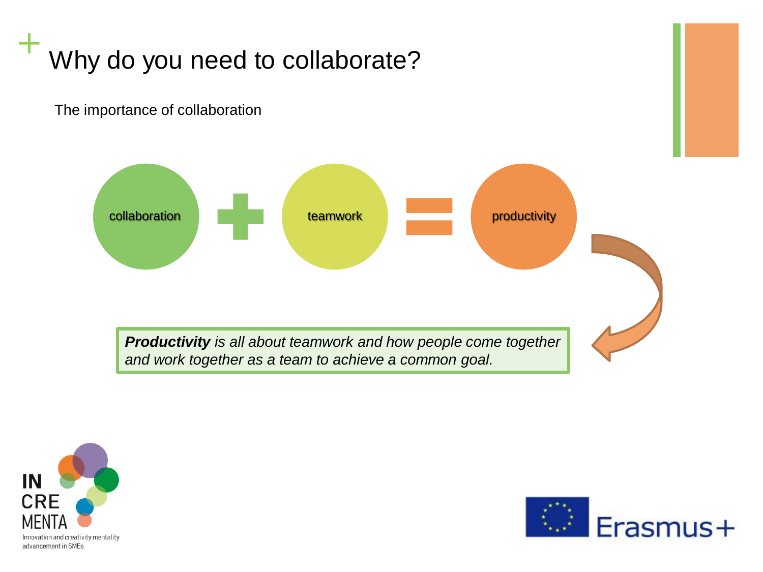# Why do you need to collaborate?

The importance of collaboration

collaboration + teamwork = productivity

***Productivity*** *is all about teamwork and how people come together and work together as a team to achieve a common goal.*

IN CRE MENTA
Innovation and creativity mentality advancement in SMEs

Erasmus+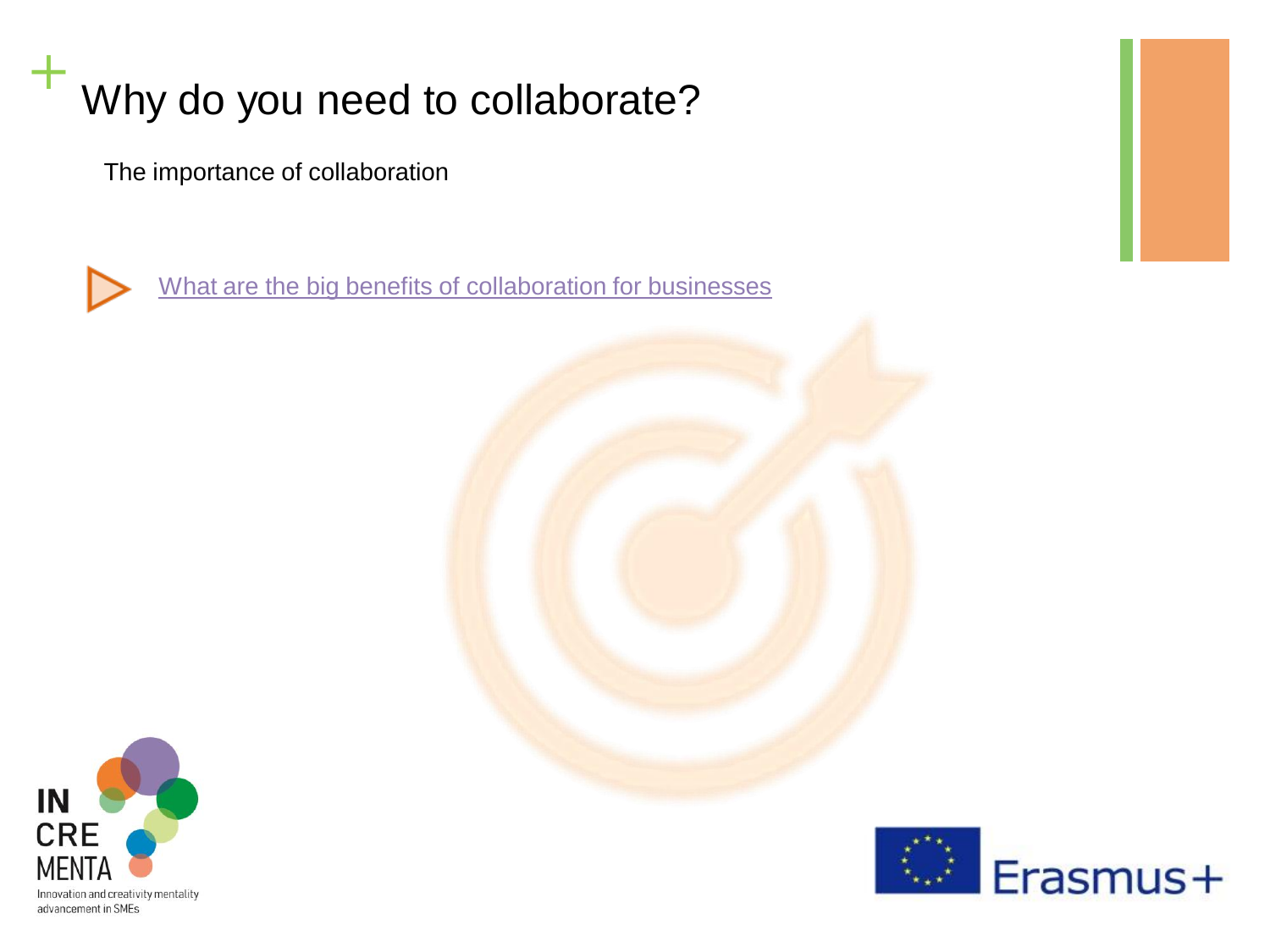# Why do you need to collaborate?

The importance of collaboration

- What are the big benefits of collaboration for businesses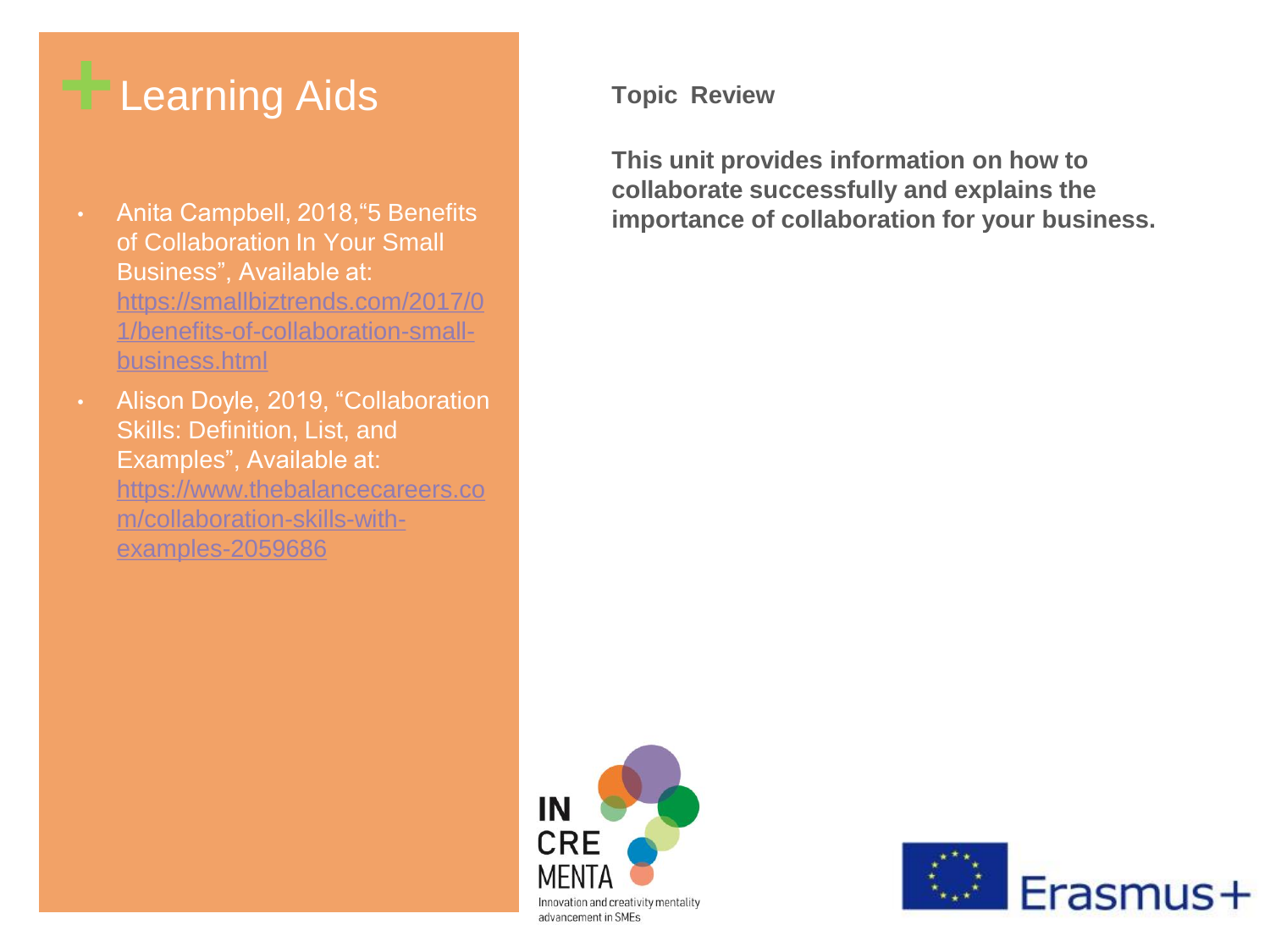# Learning Aids

- Anita Campbell, 2018,“5 Benefits of Collaboration In Your Small Business”, Available at: https://smallbiztrends.com/2017/01/benefits-of-collaboration-small-business.html
- Alison Doyle, 2019, “Collaboration Skills: Definition, List, and Examples”, Available at: https://www.thebalancecareers.com/collaboration-skills-with-examples-2059686

**Topic Review**

**This unit provides information on how to collaborate successfully and explains the importance of collaboration for your business.**

IN CRE MENTA
Innovation and creativity mentality advancement in SMEs

Erasmus+